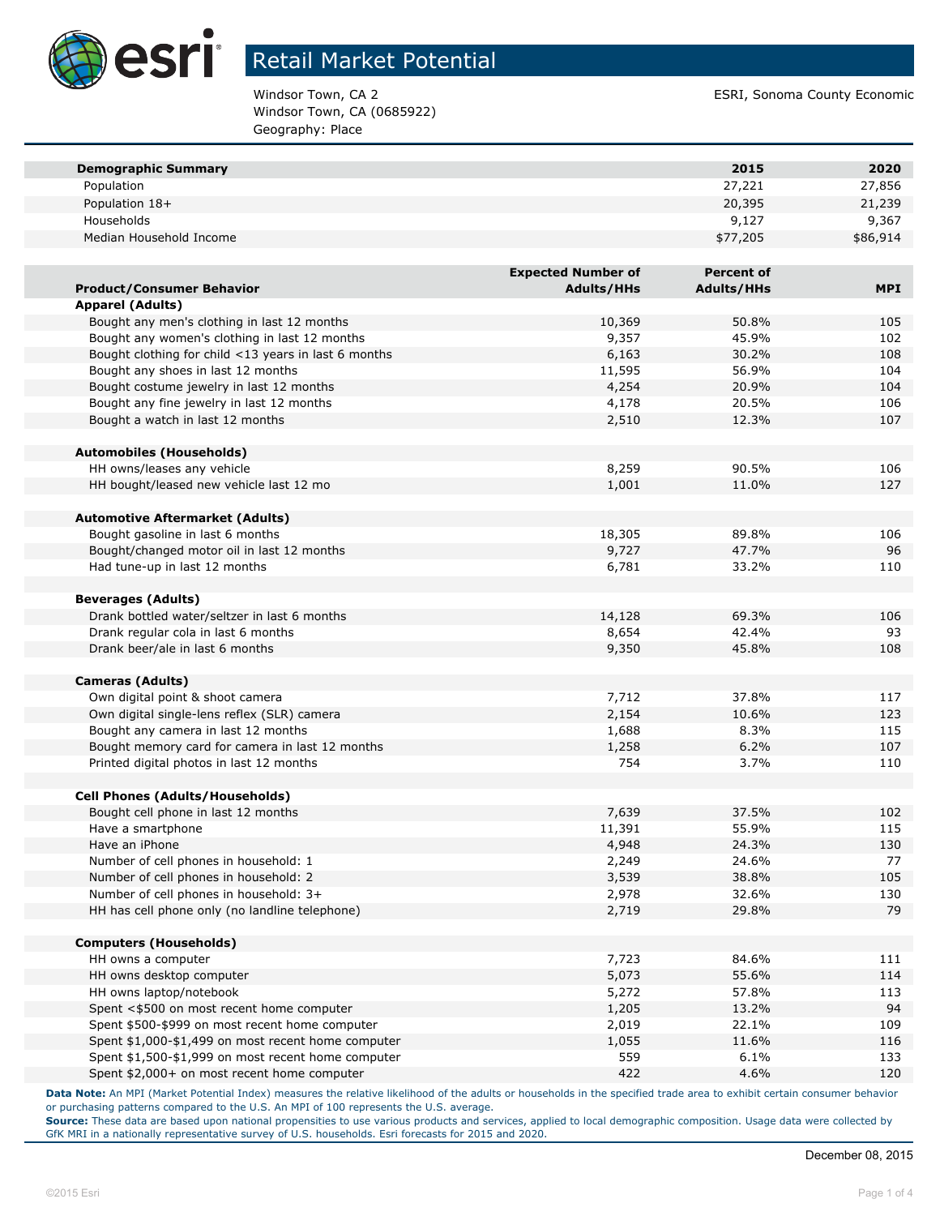# Retail Market Potential

Windsor Town, CA 2
Windsor Town, CA (0685922)
Geography: Place

ESRI, Sonoma County Economic

| Demographic Summary | 2015 | 2020 |
|---|---|---|
| Population | 27,221 | 27,856 |
| Population 18+ | 20,395 | 21,239 |
| Households | 9,127 | 9,367 |
| Median Household Income | $77,205 | $86,914 |

| Product/Consumer Behavior | Expected Number of Adults/HHs | Percent of Adults/HHs | MPI |
|---|---|---|---|
| **Apparel (Adults)** | | | |
| Bought any men's clothing in last 12 months | 10,369 | 50.8% | 105 |
| Bought any women's clothing in last 12 months | 9,357 | 45.9% | 102 |
| Bought clothing for child <13 years in last 6 months | 6,163 | 30.2% | 108 |
| Bought any shoes in last 12 months | 11,595 | 56.9% | 104 |
| Bought costume jewelry in last 12 months | 4,254 | 20.9% | 104 |
| Bought any fine jewelry in last 12 months | 4,178 | 20.5% | 106 |
| Bought a watch in last 12 months | 2,510 | 12.3% | 107 |
| **Automobiles (Households)** | | | |
| HH owns/leases any vehicle | 8,259 | 90.5% | 106 |
| HH bought/leased new vehicle last 12 mo | 1,001 | 11.0% | 127 |
| **Automotive Aftermarket (Adults)** | | | |
| Bought gasoline in last 6 months | 18,305 | 89.8% | 106 |
| Bought/changed motor oil in last 12 months | 9,727 | 47.7% | 96 |
| Had tune-up in last 12 months | 6,781 | 33.2% | 110 |
| **Beverages (Adults)** | | | |
| Drank bottled water/seltzer in last 6 months | 14,128 | 69.3% | 106 |
| Drank regular cola in last 6 months | 8,654 | 42.4% | 93 |
| Drank beer/ale in last 6 months | 9,350 | 45.8% | 108 |
| **Cameras (Adults)** | | | |
| Own digital point & shoot camera | 7,712 | 37.8% | 117 |
| Own digital single-lens reflex (SLR) camera | 2,154 | 10.6% | 123 |
| Bought any camera in last 12 months | 1,688 | 8.3% | 115 |
| Bought memory card for camera in last 12 months | 1,258 | 6.2% | 107 |
| Printed digital photos in last 12 months | 754 | 3.7% | 110 |
| **Cell Phones (Adults/Households)** | | | |
| Bought cell phone in last 12 months | 7,639 | 37.5% | 102 |
| Have a smartphone | 11,391 | 55.9% | 115 |
| Have an iPhone | 4,948 | 24.3% | 130 |
| Number of cell phones in household: 1 | 2,249 | 24.6% | 77 |
| Number of cell phones in household: 2 | 3,539 | 38.8% | 105 |
| Number of cell phones in household: 3+ | 2,978 | 32.6% | 130 |
| HH has cell phone only (no landline telephone) | 2,719 | 29.8% | 79 |
| **Computers (Households)** | | | |
| HH owns a computer | 7,723 | 84.6% | 111 |
| HH owns desktop computer | 5,073 | 55.6% | 114 |
| HH owns laptop/notebook | 5,272 | 57.8% | 113 |
| Spent <$500 on most recent home computer | 1,205 | 13.2% | 94 |
| Spent $500-$999 on most recent home computer | 2,019 | 22.1% | 109 |
| Spent $1,000-$1,499 on most recent home computer | 1,055 | 11.6% | 116 |
| Spent $1,500-$1,999 on most recent home computer | 559 | 6.1% | 133 |
| Spent $2,000+ on most recent home computer | 422 | 4.6% | 120 |

**Data Note:** An MPI (Market Potential Index) measures the relative likelihood of the adults or households in the specified trade area to exhibit certain consumer behavior or purchasing patterns compared to the U.S. An MPI of 100 represents the U.S. average.

**Source:** These data are based upon national propensities to use various products and services, applied to local demographic composition. Usage data were collected by GfK MRI in a nationally representative survey of U.S. households. Esri forecasts for 2015 and 2020.

December 08, 2015

©2015 Esri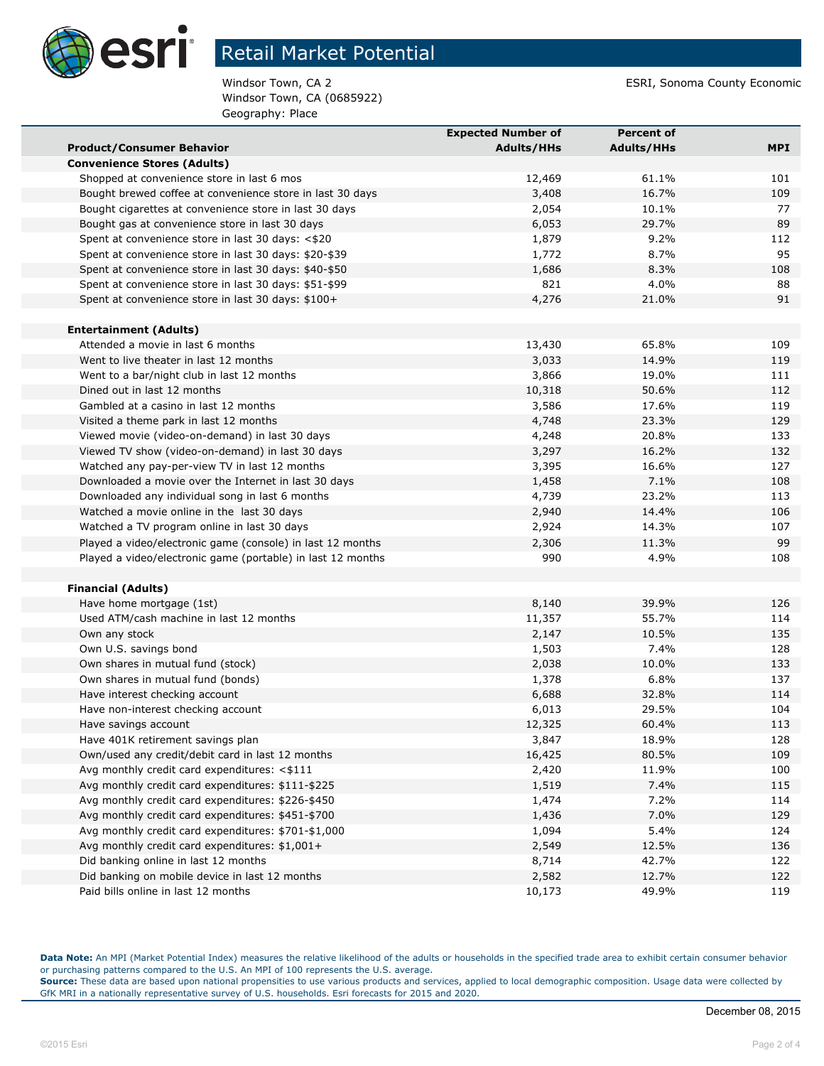# Retail Market Potential

Windsor Town, CA 2
Windsor Town, CA (0685922)
Geography: Place

ESRI, Sonoma County Economic

| Product/Consumer Behavior | Expected Number of Adults/HHs | Percent of Adults/HHs | MPI |
|---|---|---|---|
| **Convenience Stores (Adults)** | | | |
| Shopped at convenience store in last 6 mos | 12,469 | 61.1% | 101 |
| Bought brewed coffee at convenience store in last 30 days | 3,408 | 16.7% | 109 |
| Bought cigarettes at convenience store in last 30 days | 2,054 | 10.1% | 77 |
| Bought gas at convenience store in last 30 days | 6,053 | 29.7% | 89 |
| Spent at convenience store in last 30 days: <$20 | 1,879 | 9.2% | 112 |
| Spent at convenience store in last 30 days: $20-$39 | 1,772 | 8.7% | 95 |
| Spent at convenience store in last 30 days: $40-$50 | 1,686 | 8.3% | 108 |
| Spent at convenience store in last 30 days: $51-$99 | 821 | 4.0% | 88 |
| Spent at convenience store in last 30 days: $100+ | 4,276 | 21.0% | 91 |
| | | | |
| **Entertainment (Adults)** | | | |
| Attended a movie in last 6 months | 13,430 | 65.8% | 109 |
| Went to live theater in last 12 months | 3,033 | 14.9% | 119 |
| Went to a bar/night club in last 12 months | 3,866 | 19.0% | 111 |
| Dined out in last 12 months | 10,318 | 50.6% | 112 |
| Gambled at a casino in last 12 months | 3,586 | 17.6% | 119 |
| Visited a theme park in last 12 months | 4,748 | 23.3% | 129 |
| Viewed movie (video-on-demand) in last 30 days | 4,248 | 20.8% | 133 |
| Viewed TV show (video-on-demand) in last 30 days | 3,297 | 16.2% | 132 |
| Watched any pay-per-view TV in last 12 months | 3,395 | 16.6% | 127 |
| Downloaded a movie over the Internet in last 30 days | 1,458 | 7.1% | 108 |
| Downloaded any individual song in last 6 months | 4,739 | 23.2% | 113 |
| Watched a movie online in the last 30 days | 2,940 | 14.4% | 106 |
| Watched a TV program online in last 30 days | 2,924 | 14.3% | 107 |
| Played a video/electronic game (console) in last 12 months | 2,306 | 11.3% | 99 |
| Played a video/electronic game (portable) in last 12 months | 990 | 4.9% | 108 |
| | | | |
| **Financial (Adults)** | | | |
| Have home mortgage (1st) | 8,140 | 39.9% | 126 |
| Used ATM/cash machine in last 12 months | 11,357 | 55.7% | 114 |
| Own any stock | 2,147 | 10.5% | 135 |
| Own U.S. savings bond | 1,503 | 7.4% | 128 |
| Own shares in mutual fund (stock) | 2,038 | 10.0% | 133 |
| Own shares in mutual fund (bonds) | 1,378 | 6.8% | 137 |
| Have interest checking account | 6,688 | 32.8% | 114 |
| Have non-interest checking account | 6,013 | 29.5% | 104 |
| Have savings account | 12,325 | 60.4% | 113 |
| Have 401K retirement savings plan | 3,847 | 18.9% | 128 |
| Own/used any credit/debit card in last 12 months | 16,425 | 80.5% | 109 |
| Avg monthly credit card expenditures: <$111 | 2,420 | 11.9% | 100 |
| Avg monthly credit card expenditures: $111-$225 | 1,519 | 7.4% | 115 |
| Avg monthly credit card expenditures: $226-$450 | 1,474 | 7.2% | 114 |
| Avg monthly credit card expenditures: $451-$700 | 1,436 | 7.0% | 129 |
| Avg monthly credit card expenditures: $701-$1,000 | 1,094 | 5.4% | 124 |
| Avg monthly credit card expenditures: $1,001+ | 2,549 | 12.5% | 136 |
| Did banking online in last 12 months | 8,714 | 42.7% | 122 |
| Did banking on mobile device in last 12 months | 2,582 | 12.7% | 122 |
| Paid bills online in last 12 months | 10,173 | 49.9% | 119 |

**Data Note:** An MPI (Market Potential Index) measures the relative likelihood of the adults or households in the specified trade area to exhibit certain consumer behavior or purchasing patterns compared to the U.S. An MPI of 100 represents the U.S. average.
**Source:** These data are based upon national propensities to use various products and services, applied to local demographic composition. Usage data were collected by GfK MRI in a nationally representative survey of U.S. households. Esri forecasts for 2015 and 2020.

December 08, 2015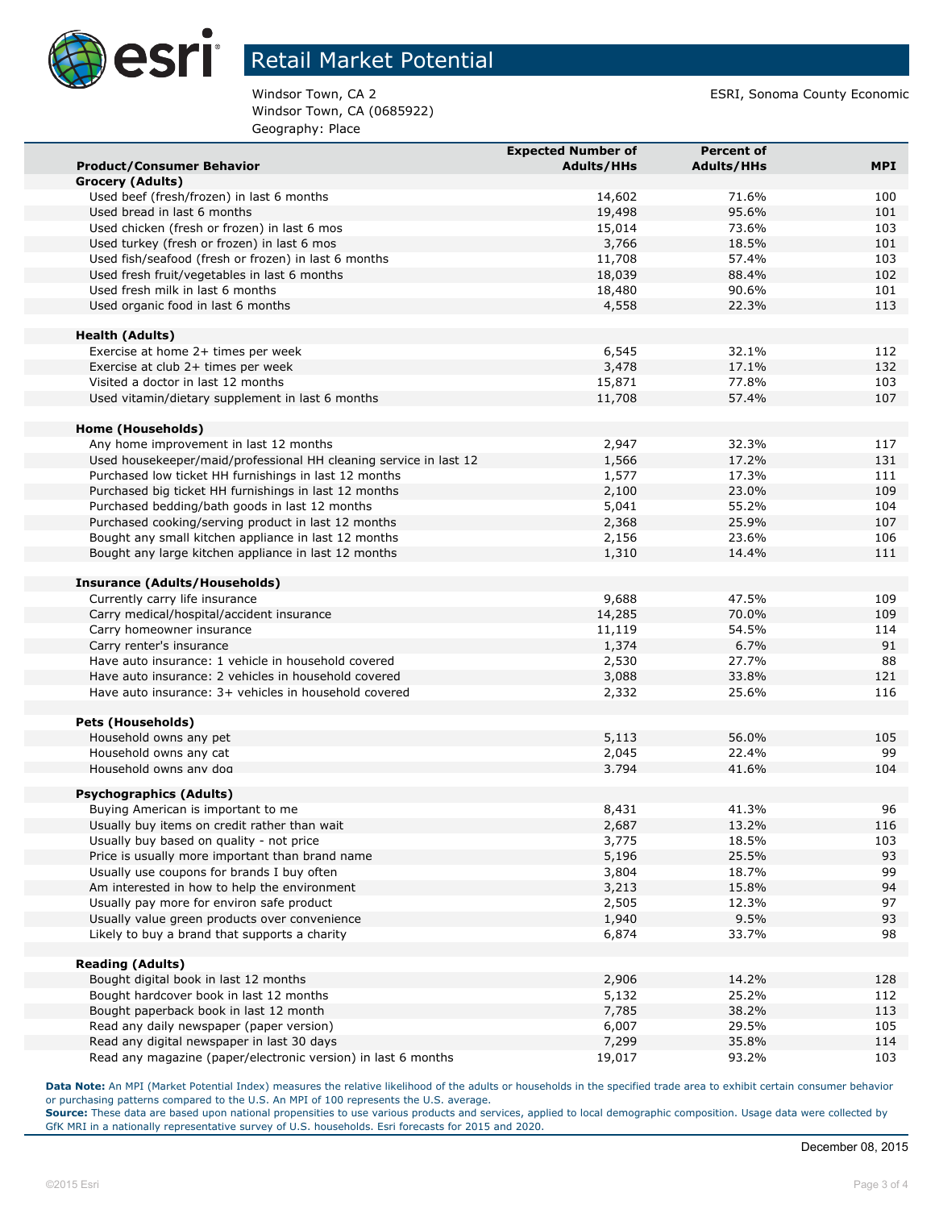# Retail Market Potential

Windsor Town, CA 2
Windsor Town, CA (0685922)
Geography: Place

ESRI, Sonoma County Economic

| Product/Consumer Behavior | Expected Number of Adults/HHs | Percent of Adults/HHs | MPI |
|---|---|---|---|
| **Grocery (Adults)** | | | |
| Used beef (fresh/frozen) in last 6 months | 14,602 | 71.6% | 100 |
| Used bread in last 6 months | 19,498 | 95.6% | 101 |
| Used chicken (fresh or frozen) in last 6 mos | 15,014 | 73.6% | 103 |
| Used turkey (fresh or frozen) in last 6 mos | 3,766 | 18.5% | 101 |
| Used fish/seafood (fresh or frozen) in last 6 months | 11,708 | 57.4% | 103 |
| Used fresh fruit/vegetables in last 6 months | 18,039 | 88.4% | 102 |
| Used fresh milk in last 6 months | 18,480 | 90.6% | 101 |
| Used organic food in last 6 months | 4,558 | 22.3% | 113 |
| **Health (Adults)** | | | |
| Exercise at home 2+ times per week | 6,545 | 32.1% | 112 |
| Exercise at club 2+ times per week | 3,478 | 17.1% | 132 |
| Visited a doctor in last 12 months | 15,871 | 77.8% | 103 |
| Used vitamin/dietary supplement in last 6 months | 11,708 | 57.4% | 107 |
| **Home (Households)** | | | |
| Any home improvement in last 12 months | 2,947 | 32.3% | 117 |
| Used housekeeper/maid/professional HH cleaning service in last 12 | 1,566 | 17.2% | 131 |
| Purchased low ticket HH furnishings in last 12 months | 1,577 | 17.3% | 111 |
| Purchased big ticket HH furnishings in last 12 months | 2,100 | 23.0% | 109 |
| Purchased bedding/bath goods in last 12 months | 5,041 | 55.2% | 104 |
| Purchased cooking/serving product in last 12 months | 2,368 | 25.9% | 107 |
| Bought any small kitchen appliance in last 12 months | 2,156 | 23.6% | 106 |
| Bought any large kitchen appliance in last 12 months | 1,310 | 14.4% | 111 |
| **Insurance (Adults/Households)** | | | |
| Currently carry life insurance | 9,688 | 47.5% | 109 |
| Carry medical/hospital/accident insurance | 14,285 | 70.0% | 109 |
| Carry homeowner insurance | 11,119 | 54.5% | 114 |
| Carry renter's insurance | 1,374 | 6.7% | 91 |
| Have auto insurance: 1 vehicle in household covered | 2,530 | 27.7% | 88 |
| Have auto insurance: 2 vehicles in household covered | 3,088 | 33.8% | 121 |
| Have auto insurance: 3+ vehicles in household covered | 2,332 | 25.6% | 116 |
| **Pets (Households)** | | | |
| Household owns any pet | 5,113 | 56.0% | 105 |
| Household owns any cat | 2,045 | 22.4% | 99 |
| Household owns any dog | 3,794 | 41.6% | 104 |
| **Psychographics (Adults)** | | | |
| Buying American is important to me | 8,431 | 41.3% | 96 |
| Usually buy items on credit rather than wait | 2,687 | 13.2% | 116 |
| Usually buy based on quality - not price | 3,775 | 18.5% | 103 |
| Price is usually more important than brand name | 5,196 | 25.5% | 93 |
| Usually use coupons for brands I buy often | 3,804 | 18.7% | 99 |
| Am interested in how to help the environment | 3,213 | 15.8% | 94 |
| Usually pay more for environ safe product | 2,505 | 12.3% | 97 |
| Usually value green products over convenience | 1,940 | 9.5% | 93 |
| Likely to buy a brand that supports a charity | 6,874 | 33.7% | 98 |
| **Reading (Adults)** | | | |
| Bought digital book in last 12 months | 2,906 | 14.2% | 128 |
| Bought hardcover book in last 12 months | 5,132 | 25.2% | 112 |
| Bought paperback book in last 12 month | 7,785 | 38.2% | 113 |
| Read any daily newspaper (paper version) | 6,007 | 29.5% | 105 |
| Read any digital newspaper in last 30 days | 7,299 | 35.8% | 114 |
| Read any magazine (paper/electronic version) in last 6 months | 19,017 | 93.2% | 103 |

**Data Note:** An MPI (Market Potential Index) measures the relative likelihood of the adults or households in the specified trade area to exhibit certain consumer behavior or purchasing patterns compared to the U.S. An MPI of 100 represents the U.S. average.
**Source:** These data are based upon national propensities to use various products and services, applied to local demographic composition. Usage data were collected by GfK MRI in a nationally representative survey of U.S. households. Esri forecasts for 2015 and 2020.

December 08, 2015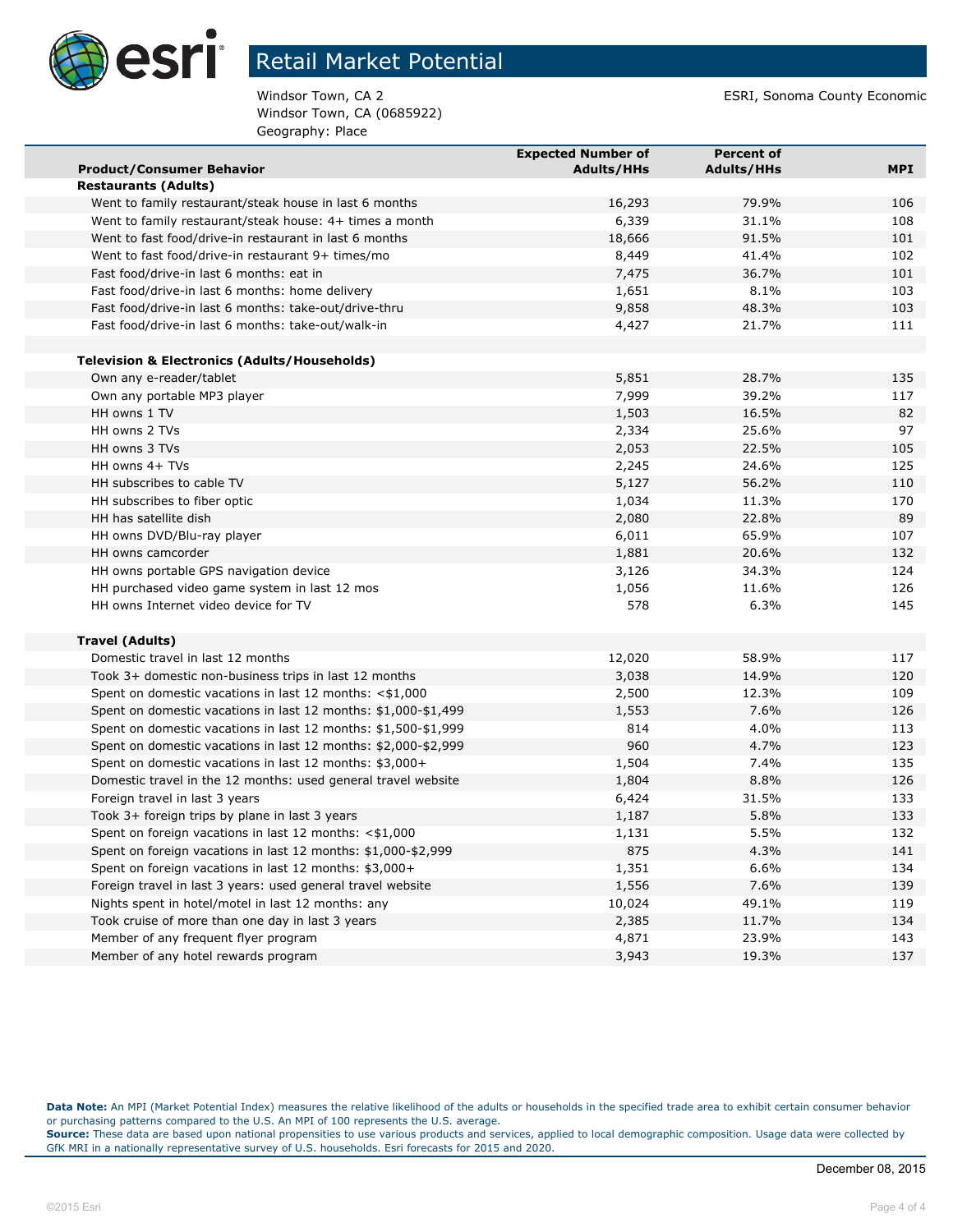# Retail Market Potential

Windsor Town, CA 2
Windsor Town, CA (0685922)
Geography: Place

ESRI, Sonoma County Economic

| Product/Consumer Behavior | Expected Number of Adults/HHs | Percent of Adults/HHs | MPI |
|---|---|---|---|
| **Restaurants (Adults)** | | | |
| Went to family restaurant/steak house in last 6 months | 16,293 | 79.9% | 106 |
| Went to family restaurant/steak house: 4+ times a month | 6,339 | 31.1% | 108 |
| Went to fast food/drive-in restaurant in last 6 months | 18,666 | 91.5% | 101 |
| Went to fast food/drive-in restaurant 9+ times/mo | 8,449 | 41.4% | 102 |
| Fast food/drive-in last 6 months: eat in | 7,475 | 36.7% | 101 |
| Fast food/drive-in last 6 months: home delivery | 1,651 | 8.1% | 103 |
| Fast food/drive-in last 6 months: take-out/drive-thru | 9,858 | 48.3% | 103 |
| Fast food/drive-in last 6 months: take-out/walk-in | 4,427 | 21.7% | 111 |
| | | | |
| **Television & Electronics (Adults/Households)** | | | |
| Own any e-reader/tablet | 5,851 | 28.7% | 135 |
| Own any portable MP3 player | 7,999 | 39.2% | 117 |
| HH owns 1 TV | 1,503 | 16.5% | 82 |
| HH owns 2 TVs | 2,334 | 25.6% | 97 |
| HH owns 3 TVs | 2,053 | 22.5% | 105 |
| HH owns 4+ TVs | 2,245 | 24.6% | 125 |
| HH subscribes to cable TV | 5,127 | 56.2% | 110 |
| HH subscribes to fiber optic | 1,034 | 11.3% | 170 |
| HH has satellite dish | 2,080 | 22.8% | 89 |
| HH owns DVD/Blu-ray player | 6,011 | 65.9% | 107 |
| HH owns camcorder | 1,881 | 20.6% | 132 |
| HH owns portable GPS navigation device | 3,126 | 34.3% | 124 |
| HH purchased video game system in last 12 mos | 1,056 | 11.6% | 126 |
| HH owns Internet video device for TV | 578 | 6.3% | 145 |
| | | | |
| **Travel (Adults)** | | | |
| Domestic travel in last 12 months | 12,020 | 58.9% | 117 |
| Took 3+ domestic non-business trips in last 12 months | 3,038 | 14.9% | 120 |
| Spent on domestic vacations in last 12 months: <$1,000 | 2,500 | 12.3% | 109 |
| Spent on domestic vacations in last 12 months: $1,000-$1,499 | 1,553 | 7.6% | 126 |
| Spent on domestic vacations in last 12 months: $1,500-$1,999 | 814 | 4.0% | 113 |
| Spent on domestic vacations in last 12 months: $2,000-$2,999 | 960 | 4.7% | 123 |
| Spent on domestic vacations in last 12 months: $3,000+ | 1,504 | 7.4% | 135 |
| Domestic travel in the 12 months: used general travel website | 1,804 | 8.8% | 126 |
| Foreign travel in last 3 years | 6,424 | 31.5% | 133 |
| Took 3+ foreign trips by plane in last 3 years | 1,187 | 5.8% | 133 |
| Spent on foreign vacations in last 12 months: <$1,000 | 1,131 | 5.5% | 132 |
| Spent on foreign vacations in last 12 months: $1,000-$2,999 | 875 | 4.3% | 141 |
| Spent on foreign vacations in last 12 months: $3,000+ | 1,351 | 6.6% | 134 |
| Foreign travel in last 3 years: used general travel website | 1,556 | 7.6% | 139 |
| Nights spent in hotel/motel in last 12 months: any | 10,024 | 49.1% | 119 |
| Took cruise of more than one day in last 3 years | 2,385 | 11.7% | 134 |
| Member of any frequent flyer program | 4,871 | 23.9% | 143 |
| Member of any hotel rewards program | 3,943 | 19.3% | 137 |

**Data Note:** An MPI (Market Potential Index) measures the relative likelihood of the adults or households in the specified trade area to exhibit certain consumer behavior or purchasing patterns compared to the U.S. An MPI of 100 represents the U.S. average.
**Source:** These data are based upon national propensities to use various products and services, applied to local demographic composition. Usage data were collected by GfK MRI in a nationally representative survey of U.S. households. Esri forecasts for 2015 and 2020.

December 08, 2015